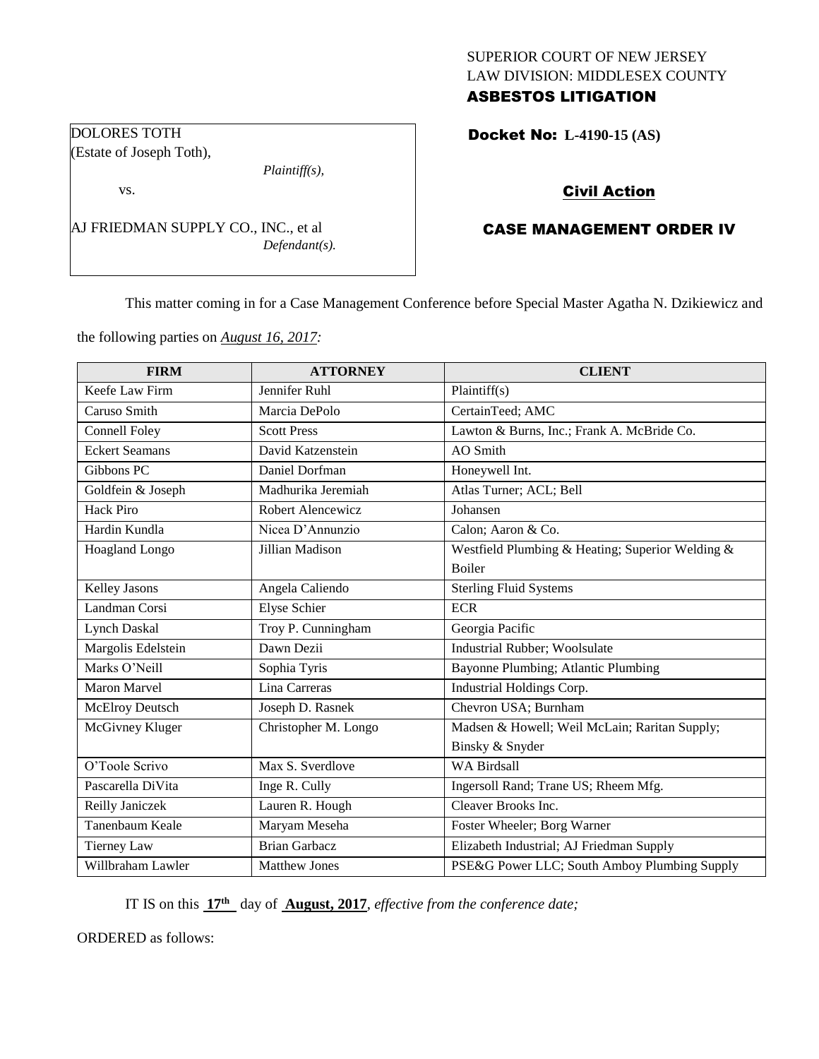SUPERIOR COURT OF NEW JERSEY
LAW DIVISION: MIDDLESEX COUNTY
**ASBESTOS LITIGATION**

DOLORES TOTH
(Estate of Joseph Toth),
*Plaintiff(s),*

vs.

AJ FRIEDMAN SUPPLY CO., INC., et al
*Defendant(s).*

**Docket No: L-4190-15 (AS)**

**Civil Action**

**CASE MANAGEMENT ORDER IV**

This matter coming in for a Case Management Conference before Special Master Agatha N. Dzikiewicz and the following parties on *August 16, 2017:*

| FIRM | ATTORNEY | CLIENT |
|---|---|---|
| Keefe Law Firm | Jennifer Ruhl | Plaintiff(s) |
| Caruso Smith | Marcia DePolo | CertainTeed; AMC |
| Connell Foley | Scott Press | Lawton & Burns, Inc.; Frank A. McBride Co. |
| Eckert Seamans | David Katzenstein | AO Smith |
| Gibbons PC | Daniel Dorfman | Honeywell Int. |
| Goldfein & Joseph | Madhurika Jeremiah | Atlas Turner; ACL; Bell |
| Hack Piro | Robert Alencewicz | Johansen |
| Hardin Kundla | Nicea D'Annunzio | Calon; Aaron & Co. |
| Hoagland Longo | Jillian Madison | Westfield Plumbing & Heating; Superior Welding & Boiler |
| Kelley Jasons | Angela Caliendo | Sterling Fluid Systems |
| Landman Corsi | Elyse Schier | ECR |
| Lynch Daskal | Troy P. Cunningham | Georgia Pacific |
| Margolis Edelstein | Dawn Dezii | Industrial Rubber; Woolsulate |
| Marks O'Neill | Sophia Tyris | Bayonne Plumbing; Atlantic Plumbing |
| Maron Marvel | Lina Carreras | Industrial Holdings Corp. |
| McElroy Deutsch | Joseph D. Rasnek | Chevron USA; Burnham |
| McGivney Kluger | Christopher M. Longo | Madsen & Howell; Weil McLain; Raritan Supply; Binsky & Snyder |
| O'Toole Scrivo | Max S. Sverdlove | WA Birdsall |
| Pascarella DiVita | Inge R. Cully | Ingersoll Rand; Trane US; Rheem Mfg. |
| Reilly Janiczek | Lauren R. Hough | Cleaver Brooks Inc. |
| Tanenbaum Keale | Maryam Meseha | Foster Wheeler; Borg Warner |
| Tierney Law | Brian Garbacz | Elizabeth Industrial; AJ Friedman Supply |
| Willbraham Lawler | Matthew Jones | PSE&G Power LLC; South Amboy Plumbing Supply |

IT IS on this **17th** day of **August, 2017**, *effective from the conference date;*

ORDERED as follows: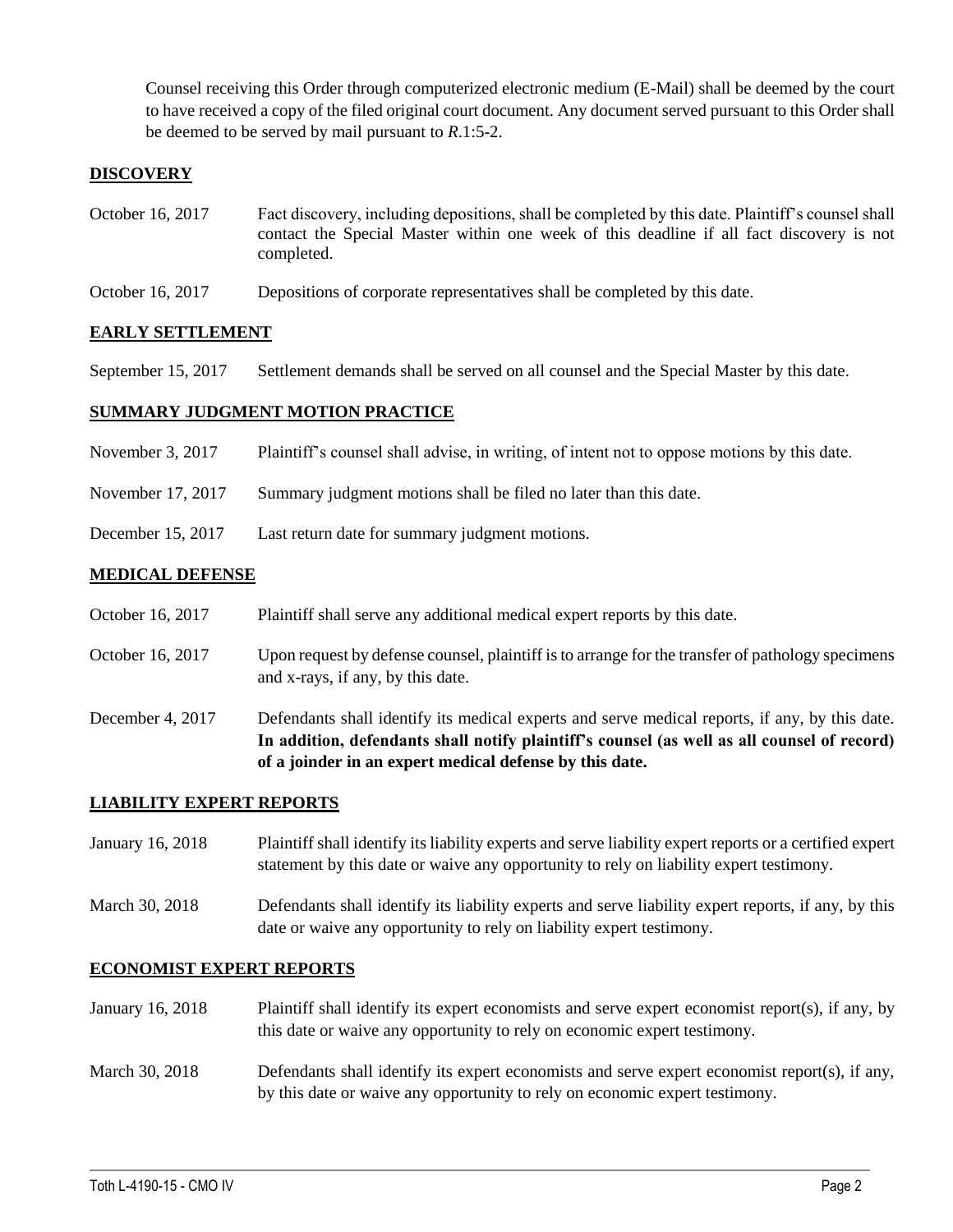Counsel receiving this Order through computerized electronic medium (E-Mail) shall be deemed by the court to have received a copy of the filed original court document. Any document served pursuant to this Order shall be deemed to be served by mail pursuant to *R*.1:5-2.

## DISCOVERY

| | |
|---|---|
| October 16, 2017 | Fact discovery, including depositions, shall be completed by this date. Plaintiff's counsel shall contact the Special Master within one week of this deadline if all fact discovery is not completed. |
| October 16, 2017 | Depositions of corporate representatives shall be completed by this date. |

## EARLY SETTLEMENT

| | |
|---|---|
| September 15, 2017 | Settlement demands shall be served on all counsel and the Special Master by this date. |

## SUMMARY JUDGMENT MOTION PRACTICE

| | |
|---|---|
| November 3, 2017 | Plaintiff's counsel shall advise, in writing, of intent not to oppose motions by this date. |
| November 17, 2017 | Summary judgment motions shall be filed no later than this date. |
| December 15, 2017 | Last return date for summary judgment motions. |

## MEDICAL DEFENSE

| | |
|---|---|
| October 16, 2017 | Plaintiff shall serve any additional medical expert reports by this date. |
| October 16, 2017 | Upon request by defense counsel, plaintiff is to arrange for the transfer of pathology specimens and x-rays, if any, by this date. |
| December 4, 2017 | Defendants shall identify its medical experts and serve medical reports, if any, by this date. **In addition, defendants shall notify plaintiff's counsel (as well as all counsel of record) of a joinder in an expert medical defense by this date.** |

## LIABILITY EXPERT REPORTS

| | |
|---|---|
| January 16, 2018 | Plaintiff shall identify its liability experts and serve liability expert reports or a certified expert statement by this date or waive any opportunity to rely on liability expert testimony. |
| March 30, 2018 | Defendants shall identify its liability experts and serve liability expert reports, if any, by this date or waive any opportunity to rely on liability expert testimony. |

## ECONOMIST EXPERT REPORTS

| | |
|---|---|
| January 16, 2018 | Plaintiff shall identify its expert economists and serve expert economist report(s), if any, by this date or waive any opportunity to rely on economic expert testimony. |
| March 30, 2018 | Defendants shall identify its expert economists and serve expert economist report(s), if any, by this date or waive any opportunity to rely on economic expert testimony. |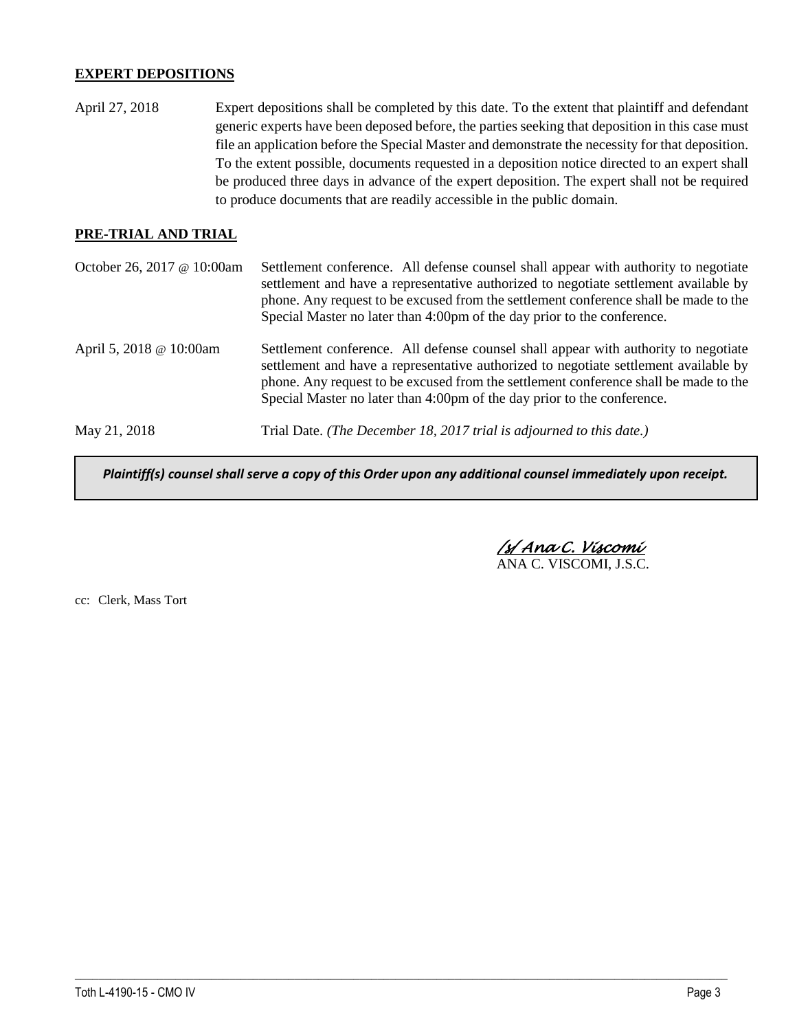**EXPERT DEPOSITIONS**

| | |
|---|---|
| April 27, 2018 | Expert depositions shall be completed by this date. To the extent that plaintiff and defendant generic experts have been deposed before, the parties seeking that deposition in this case must file an application before the Special Master and demonstrate the necessity for that deposition. To the extent possible, documents requested in a deposition notice directed to an expert shall be produced three days in advance of the expert deposition. The expert shall not be required to produce documents that are readily accessible in the public domain. |

**PRE-TRIAL AND TRIAL**

| | |
|---|---|
| October 26, 2017 @ 10:00am | Settlement conference. All defense counsel shall appear with authority to negotiate settlement and have a representative authorized to negotiate settlement available by phone. Any request to be excused from the settlement conference shall be made to the Special Master no later than 4:00pm of the day prior to the conference. |
| April 5, 2018 @ 10:00am | Settlement conference. All defense counsel shall appear with authority to negotiate settlement and have a representative authorized to negotiate settlement available by phone. Any request to be excused from the settlement conference shall be made to the Special Master no later than 4:00pm of the day prior to the conference. |
| May 21, 2018 | Trial Date. *(The December 18, 2017 trial is adjourned to this date.)* |

***Plaintiff(s) counsel shall serve a copy of this Order upon any additional counsel immediately upon receipt.***

/s/ Ana C. Viscomi
ANA C. VISCOMI, J.S.C.

cc: Clerk, Mass Tort